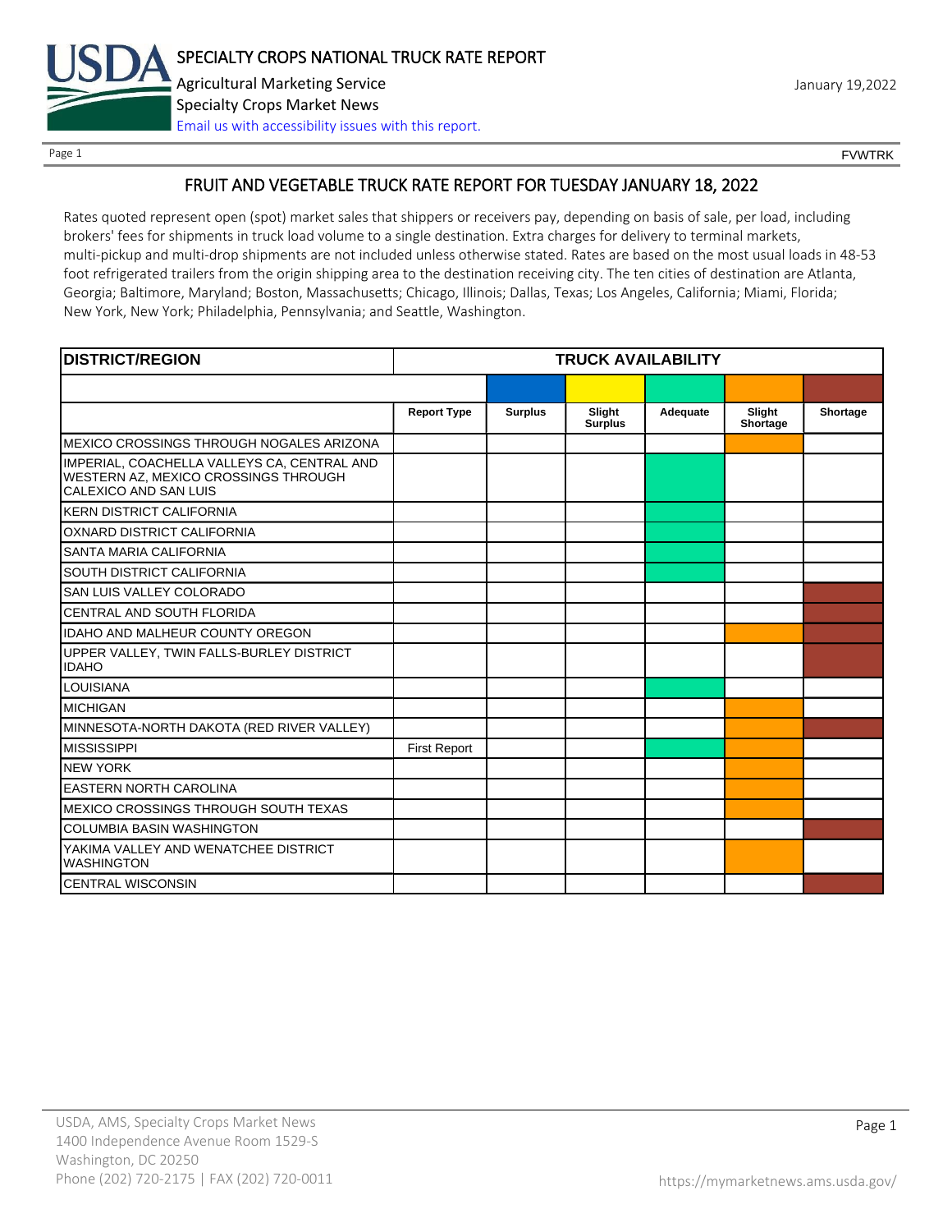# FRUIT AND VEGETABLE TRUCK RATE REPORT FOR TUESDAY JANUARY 18, 2022

Rates quoted represent open (spot) market sales that shippers or receivers pay, depending on basis of sale, per load, including brokers' fees for shipments in truck load volume to a single destination. Extra charges for delivery to terminal markets, multi-pickup and multi-drop shipments are not included unless otherwise stated. Rates are based on the most usual loads in 48-53 foot refrigerated trailers from the origin shipping area to the destination receiving city. The ten cities of destination are Atlanta, Georgia; Baltimore, Maryland; Boston, Massachusetts; Chicago, Illinois; Dallas, Texas; Los Angeles, California; Miami, Florida; New York, New York; Philadelphia, Pennsylvania; and Seattle, Washington.

| DISTRICT/REGION | TRUCK AVAILABILITY | | | | | |
|---|---|---|---|---|---|---|
| | Report Type | Surplus | Slight Surplus | Adequate | Slight Shortage | Shortage |
| MEXICO CROSSINGS THROUGH NOGALES ARIZONA | | | | | X | |
| IMPERIAL, COACHELLA VALLEYS CA, CENTRAL AND WESTERN AZ, MEXICO CROSSINGS THROUGH CALEXICO AND SAN LUIS | | | | X | | |
| KERN DISTRICT CALIFORNIA | | | | X | | |
| OXNARD DISTRICT CALIFORNIA | | | | X | | |
| SANTA MARIA CALIFORNIA | | | | X | | |
| SOUTH DISTRICT CALIFORNIA | | | | X | | |
| SAN LUIS VALLEY COLORADO | | | | | | X |
| CENTRAL AND SOUTH FLORIDA | | | | | | X |
| IDAHO AND MALHEUR COUNTY OREGON | | | | | X | X |
| UPPER VALLEY, TWIN FALLS-BURLEY DISTRICT IDAHO | | | | | | X |
| LOUISIANA | | | | X | | |
| MICHIGAN | | | | | X | |
| MINNESOTA-NORTH DAKOTA (RED RIVER VALLEY) | | | | | X | X |
| MISSISSIPPI | First Report | | | X | X | |
| NEW YORK | | | | | X | |
| EASTERN NORTH CAROLINA | | | | | X | |
| MEXICO CROSSINGS THROUGH SOUTH TEXAS | | | | | X | |
| COLUMBIA BASIN WASHINGTON | | | | | | X |
| YAKIMA VALLEY AND WENATCHEE DISTRICT WASHINGTON | | | | | X | |
| CENTRAL WISCONSIN | | | | | | X |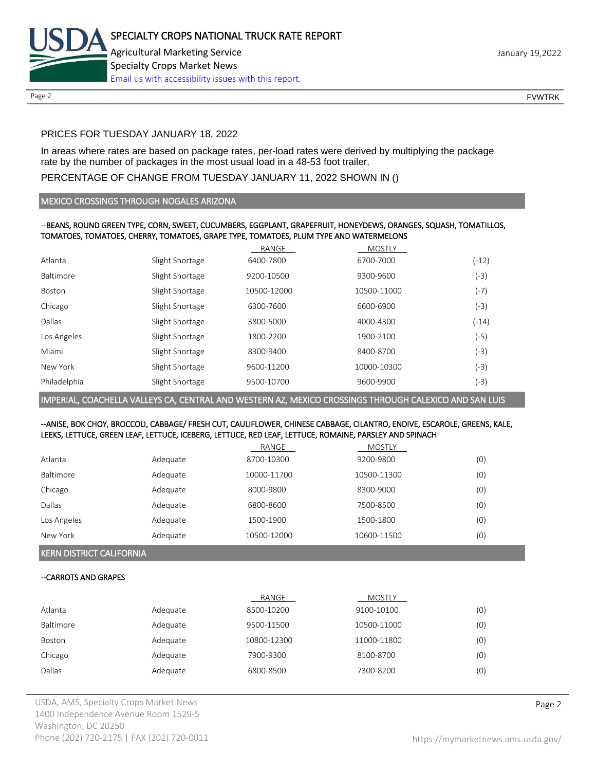PRICES FOR TUESDAY JANUARY 18, 2022

In areas where rates are based on package rates, per-load rates were derived by multiplying the package rate by the number of packages in the most usual load in a 48-53 foot trailer.

PERCENTAGE OF CHANGE FROM TUESDAY JANUARY 11, 2022 SHOWN IN ()

## MEXICO CROSSINGS THROUGH NOGALES ARIZONA

--BEANS, ROUND GREEN TYPE, CORN, SWEET, CUCUMBERS, EGGPLANT, GRAPEFRUIT, HONEYDEWS, ORANGES, SQUASH, TOMATILLOS, TOMATOES, TOMATOES, CHERRY, TOMATOES, GRAPE TYPE, TOMATOES, PLUM TYPE AND WATERMELONS

| | | RANGE | MOSTLY | |
|---|---|---|---|---|
| Atlanta | Slight Shortage | 6400-7800 | 6700-7000 | (-12) |
| Baltimore | Slight Shortage | 9200-10500 | 9300-9600 | (-3) |
| Boston | Slight Shortage | 10500-12000 | 10500-11000 | (-7) |
| Chicago | Slight Shortage | 6300-7600 | 6600-6900 | (-3) |
| Dallas | Slight Shortage | 3800-5000 | 4000-4300 | (-14) |
| Los Angeles | Slight Shortage | 1800-2200 | 1900-2100 | (-5) |
| Miami | Slight Shortage | 8300-9400 | 8400-8700 | (-3) |
| New York | Slight Shortage | 9600-11200 | 10000-10300 | (-3) |
| Philadelphia | Slight Shortage | 9500-10700 | 9600-9900 | (-3) |

## IMPERIAL, COACHELLA VALLEYS CA, CENTRAL AND WESTERN AZ, MEXICO CROSSINGS THROUGH CALEXICO AND SAN LUIS

--ANISE, BOK CHOY, BROCCOLI, CABBAGE/ FRESH CUT, CAULIFLOWER, CHINESE CABBAGE, CILANTRO, ENDIVE, ESCAROLE, GREENS, KALE, LEEKS, LETTUCE, GREEN LEAF, LETTUCE, ICEBERG, LETTUCE, RED LEAF, LETTUCE, ROMAINE, PARSLEY AND SPINACH

| | | RANGE | MOSTLY | |
|---|---|---|---|---|
| Atlanta | Adequate | 8700-10300 | 9200-9800 | (0) |
| Baltimore | Adequate | 10000-11700 | 10500-11300 | (0) |
| Chicago | Adequate | 8000-9800 | 8300-9000 | (0) |
| Dallas | Adequate | 6800-8600 | 7500-8500 | (0) |
| Los Angeles | Adequate | 1500-1900 | 1500-1800 | (0) |
| New York | Adequate | 10500-12000 | 10600-11500 | (0) |

## KERN DISTRICT CALIFORNIA

--CARROTS AND GRAPES

| | | RANGE | MOSTLY | |
|---|---|---|---|---|
| Atlanta | Adequate | 8500-10200 | 9100-10100 | (0) |
| Baltimore | Adequate | 9500-11500 | 10500-11000 | (0) |
| Boston | Adequate | 10800-12300 | 11000-11800 | (0) |
| Chicago | Adequate | 7900-9300 | 8100-8700 | (0) |
| Dallas | Adequate | 6800-8500 | 7300-8200 | (0) |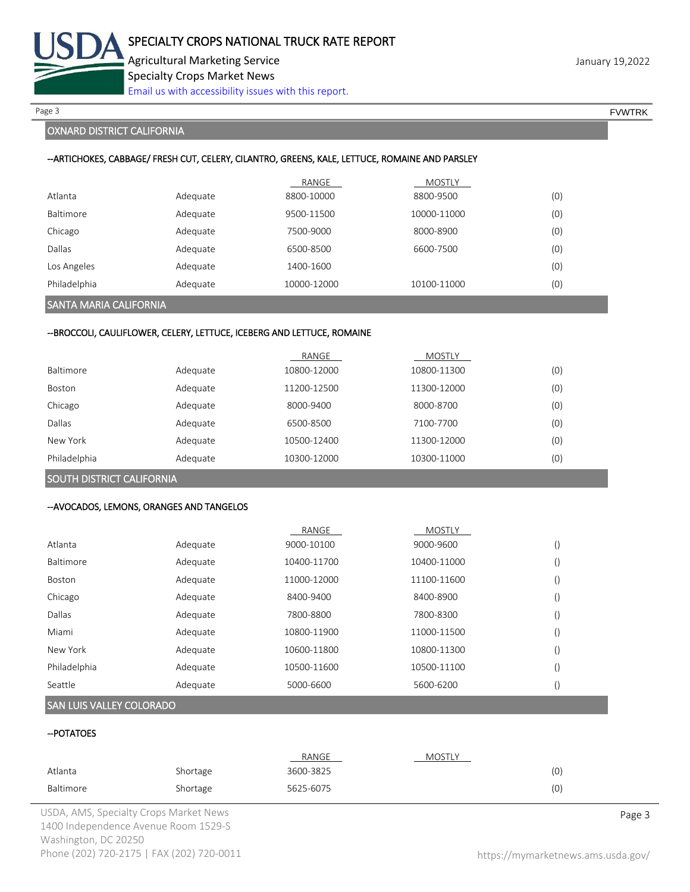## OXNARD DISTRICT CALIFORNIA

### --ARTICHOKES, CABBAGE/ FRESH CUT, CELERY, CILANTRO, GREENS, KALE, LETTUCE, ROMAINE AND PARSLEY

| | | RANGE | MOSTLY | |
|---|---|---|---|---|
| Atlanta | Adequate | 8800-10000 | 8800-9500 | (0) |
| Baltimore | Adequate | 9500-11500 | 10000-11000 | (0) |
| Chicago | Adequate | 7500-9000 | 8000-8900 | (0) |
| Dallas | Adequate | 6500-8500 | 6600-7500 | (0) |
| Los Angeles | Adequate | 1400-1600 | | (0) |
| Philadelphia | Adequate | 10000-12000 | 10100-11000 | (0) |

## SANTA MARIA CALIFORNIA

### --BROCCOLI, CAULIFLOWER, CELERY, LETTUCE, ICEBERG AND LETTUCE, ROMAINE

| | | RANGE | MOSTLY | |
|---|---|---|---|---|
| Baltimore | Adequate | 10800-12000 | 10800-11300 | (0) |
| Boston | Adequate | 11200-12500 | 11300-12000 | (0) |
| Chicago | Adequate | 8000-9400 | 8000-8700 | (0) |
| Dallas | Adequate | 6500-8500 | 7100-7700 | (0) |
| New York | Adequate | 10500-12400 | 11300-12000 | (0) |
| Philadelphia | Adequate | 10300-12000 | 10300-11000 | (0) |

## SOUTH DISTRICT CALIFORNIA

### --AVOCADOS, LEMONS, ORANGES AND TANGELOS

| | | RANGE | MOSTLY | |
|---|---|---|---|---|
| Atlanta | Adequate | 9000-10100 | 9000-9600 | () |
| Baltimore | Adequate | 10400-11700 | 10400-11000 | () |
| Boston | Adequate | 11000-12000 | 11100-11600 | () |
| Chicago | Adequate | 8400-9400 | 8400-8900 | () |
| Dallas | Adequate | 7800-8800 | 7800-8300 | () |
| Miami | Adequate | 10800-11900 | 11000-11500 | () |
| New York | Adequate | 10600-11800 | 10800-11300 | () |
| Philadelphia | Adequate | 10500-11600 | 10500-11100 | () |
| Seattle | Adequate | 5000-6600 | 5600-6200 | () |

## SAN LUIS VALLEY COLORADO

### --POTATOES

| | | RANGE | MOSTLY | |
|---|---|---|---|---|
| Atlanta | Shortage | 3600-3825 | | (0) |
| Baltimore | Shortage | 5625-6075 | | (0) |

USDA, AMS, Specialty Crops Market News
1400 Independence Avenue Room 1529-S
Washington, DC 20250
Phone (202) 720-2175 | FAX (202) 720-0011

https://mymarketnews.ams.usda.gov/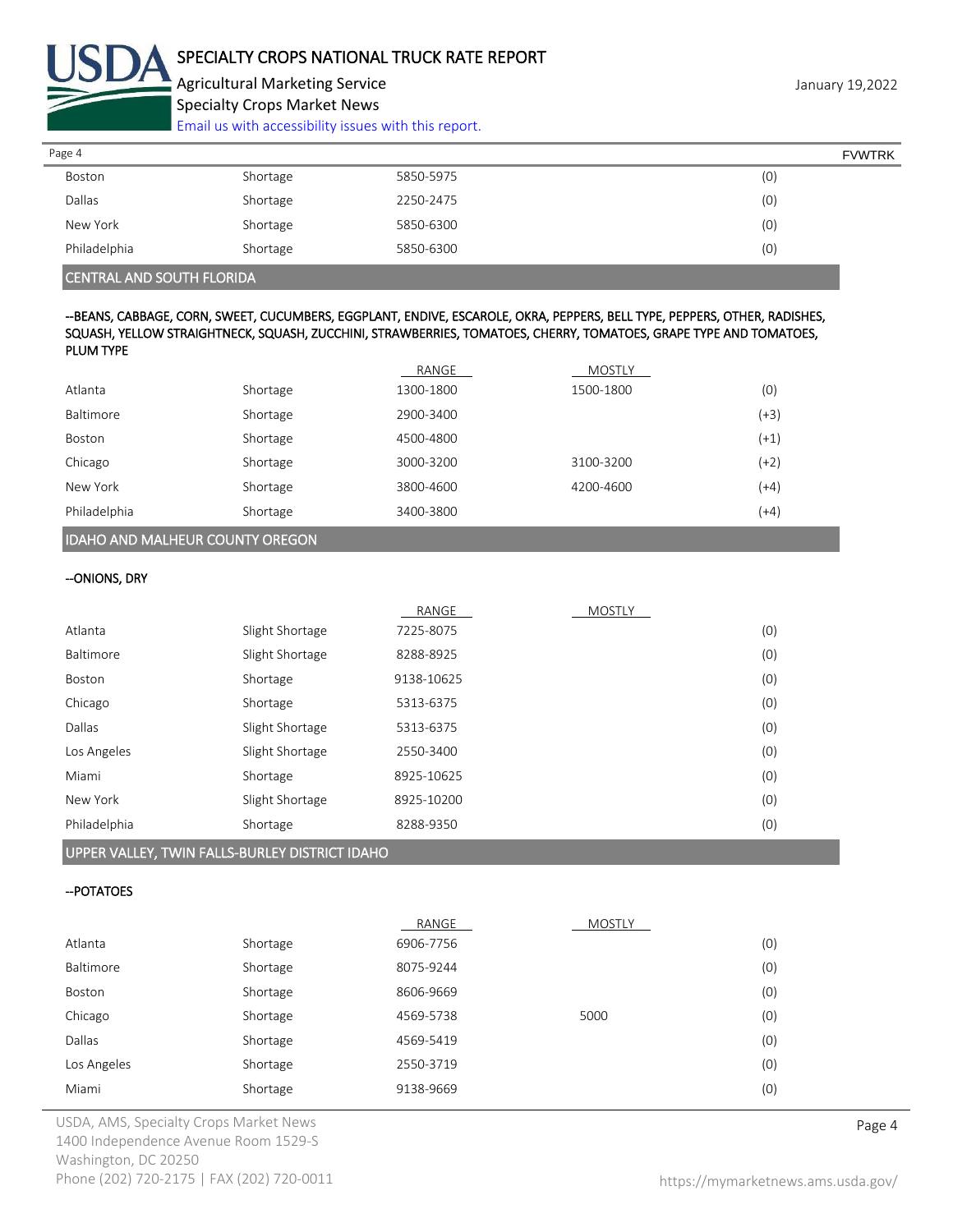| | | | | |
|---|---|---|---|---|
| Boston | Shortage | 5850-5975 | | (0) |
| Dallas | Shortage | 2250-2475 | | (0) |
| New York | Shortage | 5850-6300 | | (0) |
| Philadelphia | Shortage | 5850-6300 | | (0) |

## CENTRAL AND SOUTH FLORIDA

**--BEANS, CABBAGE, CORN, SWEET, CUCUMBERS, EGGPLANT, ENDIVE, ESCAROLE, OKRA, PEPPERS, BELL TYPE, PEPPERS, OTHER, RADISHES, SQUASH, YELLOW STRAIGHTNECK, SQUASH, ZUCCHINI, STRAWBERRIES, TOMATOES, CHERRY, TOMATOES, GRAPE TYPE AND TOMATOES, PLUM TYPE**

| | | RANGE | MOSTLY | |
|---|---|---|---|---|
| Atlanta | Shortage | 1300-1800 | 1500-1800 | (0) |
| Baltimore | Shortage | 2900-3400 | | (+3) |
| Boston | Shortage | 4500-4800 | | (+1) |
| Chicago | Shortage | 3000-3200 | 3100-3200 | (+2) |
| New York | Shortage | 3800-4600 | 4200-4600 | (+4) |
| Philadelphia | Shortage | 3400-3800 | | (+4) |

## IDAHO AND MALHEUR COUNTY OREGON

**--ONIONS, DRY**

| | | RANGE | MOSTLY | |
|---|---|---|---|---|
| Atlanta | Slight Shortage | 7225-8075 | | (0) |
| Baltimore | Slight Shortage | 8288-8925 | | (0) |
| Boston | Shortage | 9138-10625 | | (0) |
| Chicago | Shortage | 5313-6375 | | (0) |
| Dallas | Slight Shortage | 5313-6375 | | (0) |
| Los Angeles | Slight Shortage | 2550-3400 | | (0) |
| Miami | Shortage | 8925-10625 | | (0) |
| New York | Slight Shortage | 8925-10200 | | (0) |
| Philadelphia | Shortage | 8288-9350 | | (0) |

## UPPER VALLEY, TWIN FALLS-BURLEY DISTRICT IDAHO

**--POTATOES**

| | | RANGE | MOSTLY | |
|---|---|---|---|---|
| Atlanta | Shortage | 6906-7756 | | (0) |
| Baltimore | Shortage | 8075-9244 | | (0) |
| Boston | Shortage | 8606-9669 | | (0) |
| Chicago | Shortage | 4569-5738 | 5000 | (0) |
| Dallas | Shortage | 4569-5419 | | (0) |
| Los Angeles | Shortage | 2550-3719 | | (0) |
| Miami | Shortage | 9138-9669 | | (0) |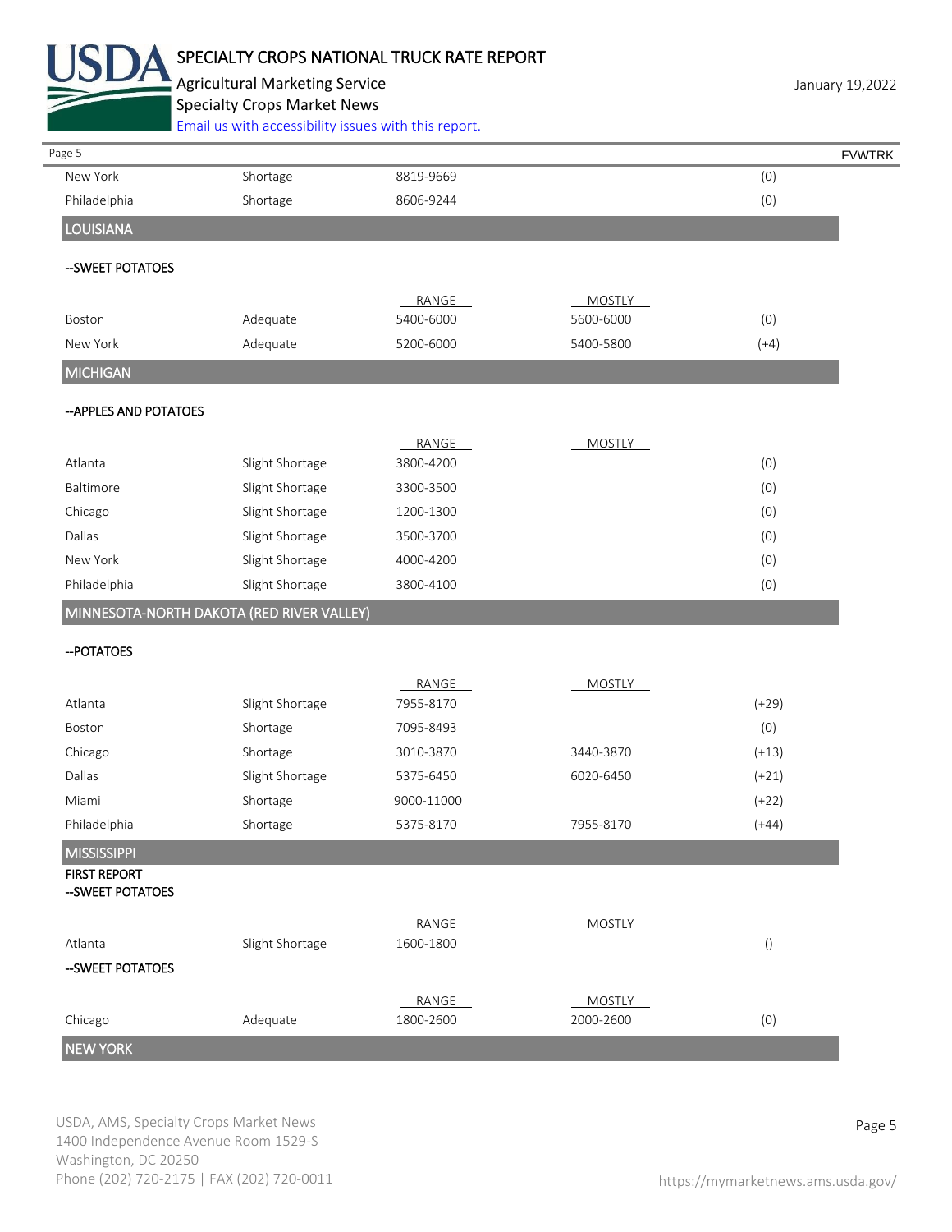| | | | | |
|---|---|---|---|---|
| New York | Shortage | 8819-9669 | | (0) |
| Philadelphia | Shortage | 8606-9244 | | (0) |

## LOUISIANA

--SWEET POTATOES

| | | RANGE | MOSTLY | |
|---|---|---|---|---|
| Boston | Adequate | 5400-6000 | 5600-6000 | (0) |
| New York | Adequate | 5200-6000 | 5400-5800 | (+4) |

## MICHIGAN

--APPLES AND POTATOES

| | | RANGE | MOSTLY | |
|---|---|---|---|---|
| Atlanta | Slight Shortage | 3800-4200 | | (0) |
| Baltimore | Slight Shortage | 3300-3500 | | (0) |
| Chicago | Slight Shortage | 1200-1300 | | (0) |
| Dallas | Slight Shortage | 3500-3700 | | (0) |
| New York | Slight Shortage | 4000-4200 | | (0) |
| Philadelphia | Slight Shortage | 3800-4100 | | (0) |

## MINNESOTA-NORTH DAKOTA (RED RIVER VALLEY)

--POTATOES

| | | RANGE | MOSTLY | |
|---|---|---|---|---|
| Atlanta | Slight Shortage | 7955-8170 | | (+29) |
| Boston | Shortage | 7095-8493 | | (0) |
| Chicago | Shortage | 3010-3870 | 3440-3870 | (+13) |
| Dallas | Slight Shortage | 5375-6450 | 6020-6450 | (+21) |
| Miami | Shortage | 9000-11000 | | (+22) |
| Philadelphia | Shortage | 5375-8170 | 7955-8170 | (+44) |

## MISSISSIPPI

**FIRST REPORT**
--SWEET POTATOES

| | | RANGE | MOSTLY | |
|---|---|---|---|---|
| Atlanta | Slight Shortage | 1600-1800 | | () |

--SWEET POTATOES

| | | RANGE | MOSTLY | |
|---|---|---|---|---|
| Chicago | Adequate | 1800-2600 | 2000-2600 | (0) |

## NEW YORK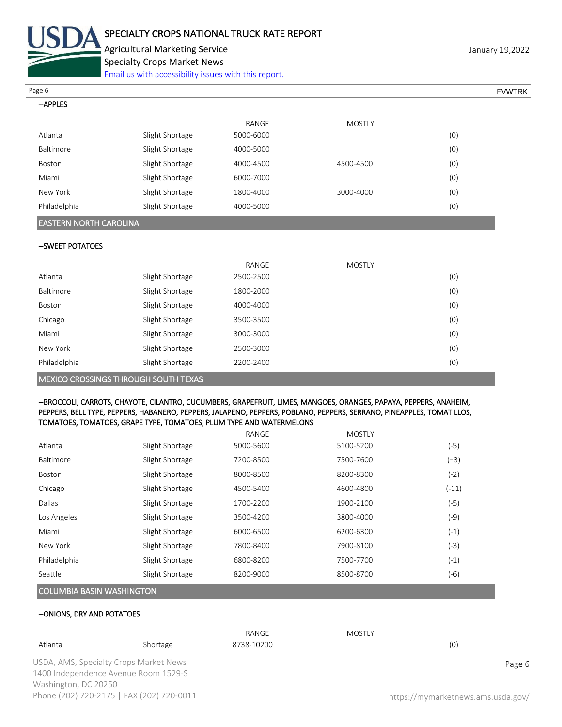--APPLES

| | | RANGE | MOSTLY | |
|---|---|---|---|---|
| Atlanta | Slight Shortage | 5000-6000 | | (0) |
| Baltimore | Slight Shortage | 4000-5000 | | (0) |
| Boston | Slight Shortage | 4000-4500 | 4500-4500 | (0) |
| Miami | Slight Shortage | 6000-7000 | | (0) |
| New York | Slight Shortage | 1800-4000 | 3000-4000 | (0) |
| Philadelphia | Slight Shortage | 4000-5000 | | (0) |

## EASTERN NORTH CAROLINA

--SWEET POTATOES

| | | RANGE | MOSTLY | |
|---|---|---|---|---|
| Atlanta | Slight Shortage | 2500-2500 | | (0) |
| Baltimore | Slight Shortage | 1800-2000 | | (0) |
| Boston | Slight Shortage | 4000-4000 | | (0) |
| Chicago | Slight Shortage | 3500-3500 | | (0) |
| Miami | Slight Shortage | 3000-3000 | | (0) |
| New York | Slight Shortage | 2500-3000 | | (0) |
| Philadelphia | Slight Shortage | 2200-2400 | | (0) |

## MEXICO CROSSINGS THROUGH SOUTH TEXAS

--BROCCOLI, CARROTS, CHAYOTE, CILANTRO, CUCUMBERS, GRAPEFRUIT, LIMES, MANGOES, ORANGES, PAPAYA, PEPPERS, ANAHEIM, PEPPERS, BELL TYPE, PEPPERS, HABANERO, PEPPERS, JALAPENO, PEPPERS, POBLANO, PEPPERS, SERRANO, PINEAPPLES, TOMATILLOS, TOMATOES, TOMATOES, GRAPE TYPE, TOMATOES, PLUM TYPE AND WATERMELONS

| | | RANGE | MOSTLY | |
|---|---|---|---|---|
| Atlanta | Slight Shortage | 5000-5600 | 5100-5200 | (-5) |
| Baltimore | Slight Shortage | 7200-8500 | 7500-7600 | (+3) |
| Boston | Slight Shortage | 8000-8500 | 8200-8300 | (-2) |
| Chicago | Slight Shortage | 4500-5400 | 4600-4800 | (-11) |
| Dallas | Slight Shortage | 1700-2200 | 1900-2100 | (-5) |
| Los Angeles | Slight Shortage | 3500-4200 | 3800-4000 | (-9) |
| Miami | Slight Shortage | 6000-6500 | 6200-6300 | (-1) |
| New York | Slight Shortage | 7800-8400 | 7900-8100 | (-3) |
| Philadelphia | Slight Shortage | 6800-8200 | 7500-7700 | (-1) |
| Seattle | Slight Shortage | 8200-9000 | 8500-8700 | (-6) |

## COLUMBIA BASIN WASHINGTON

--ONIONS, DRY AND POTATOES

| | | RANGE | MOSTLY | |
|---|---|---|---|---|
| Atlanta | Shortage | 8738-10200 | | (0) |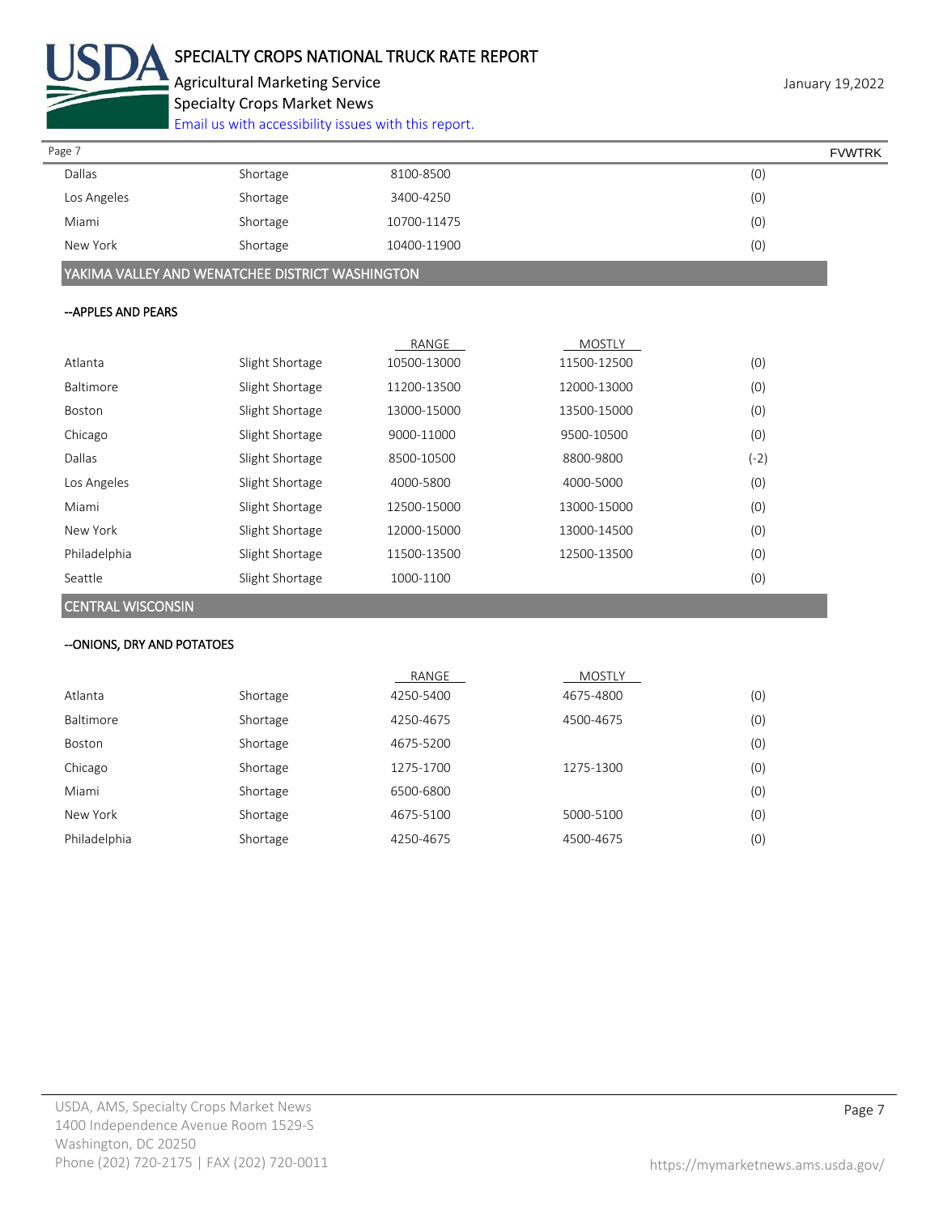| | | | | |
|---|---|---|---|---|
| Dallas | Shortage | 8100-8500 | | (0) |
| Los Angeles | Shortage | 3400-4250 | | (0) |
| Miami | Shortage | 10700-11475 | | (0) |
| New York | Shortage | 10400-11900 | | (0) |

## YAKIMA VALLEY AND WENATCHEE DISTRICT WASHINGTON

--APPLES AND PEARS

| | | RANGE | MOSTLY | |
|---|---|---|---|---|
| Atlanta | Slight Shortage | 10500-13000 | 11500-12500 | (0) |
| Baltimore | Slight Shortage | 11200-13500 | 12000-13000 | (0) |
| Boston | Slight Shortage | 13000-15000 | 13500-15000 | (0) |
| Chicago | Slight Shortage | 9000-11000 | 9500-10500 | (0) |
| Dallas | Slight Shortage | 8500-10500 | 8800-9800 | (-2) |
| Los Angeles | Slight Shortage | 4000-5800 | 4000-5000 | (0) |
| Miami | Slight Shortage | 12500-15000 | 13000-15000 | (0) |
| New York | Slight Shortage | 12000-15000 | 13000-14500 | (0) |
| Philadelphia | Slight Shortage | 11500-13500 | 12500-13500 | (0) |
| Seattle | Slight Shortage | 1000-1100 | | (0) |

## CENTRAL WISCONSIN

--ONIONS, DRY AND POTATOES

| | | RANGE | MOSTLY | |
|---|---|---|---|---|
| Atlanta | Shortage | 4250-5400 | 4675-4800 | (0) |
| Baltimore | Shortage | 4250-4675 | 4500-4675 | (0) |
| Boston | Shortage | 4675-5200 | | (0) |
| Chicago | Shortage | 1275-1700 | 1275-1300 | (0) |
| Miami | Shortage | 6500-6800 | | (0) |
| New York | Shortage | 4675-5100 | 5000-5100 | (0) |
| Philadelphia | Shortage | 4250-4675 | 4500-4675 | (0) |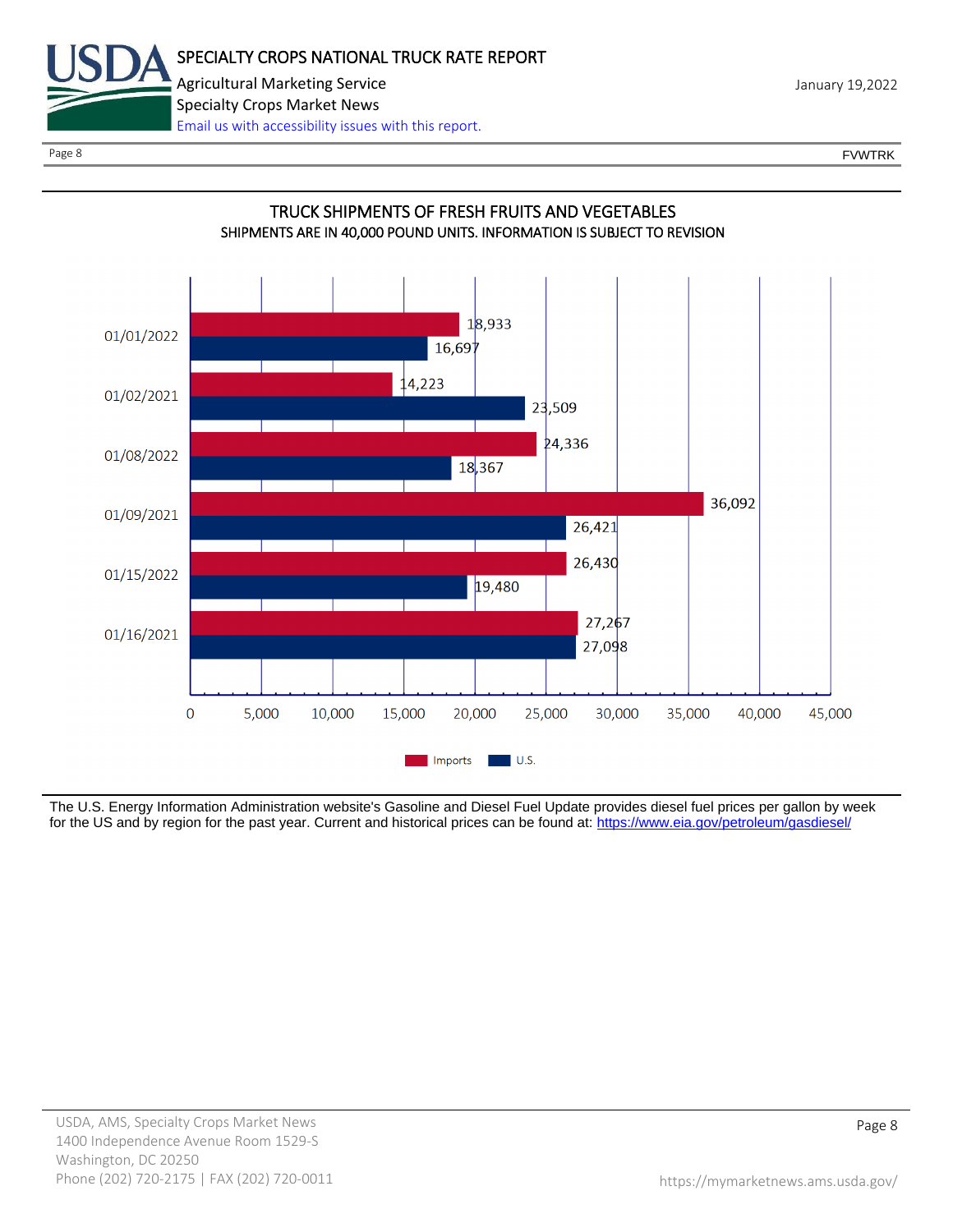## TRUCK SHIPMENTS OF FRESH FRUITS AND VEGETABLES

SHIPMENTS ARE IN 40,000 POUND UNITS. INFORMATION IS SUBJECT TO REVISION

01/01/2022
18,933
16,697

01/02/2021
14,223
23,509

01/08/2022
24,336
18,367

01/09/2021
36,092
26,421

01/15/2022
26,430
19,480

01/16/2021
27,267
27,098

0
5,000
10,000
15,000
20,000
25,000
30,000
35,000
40,000
45,000

Imports
U.S.

The U.S. Energy Information Administration website's Gasoline and Diesel Fuel Update provides diesel fuel prices per gallon by week for the US and by region for the past year. Current and historical prices can be found at: https://www.eia.gov/petroleum/gasdiesel/